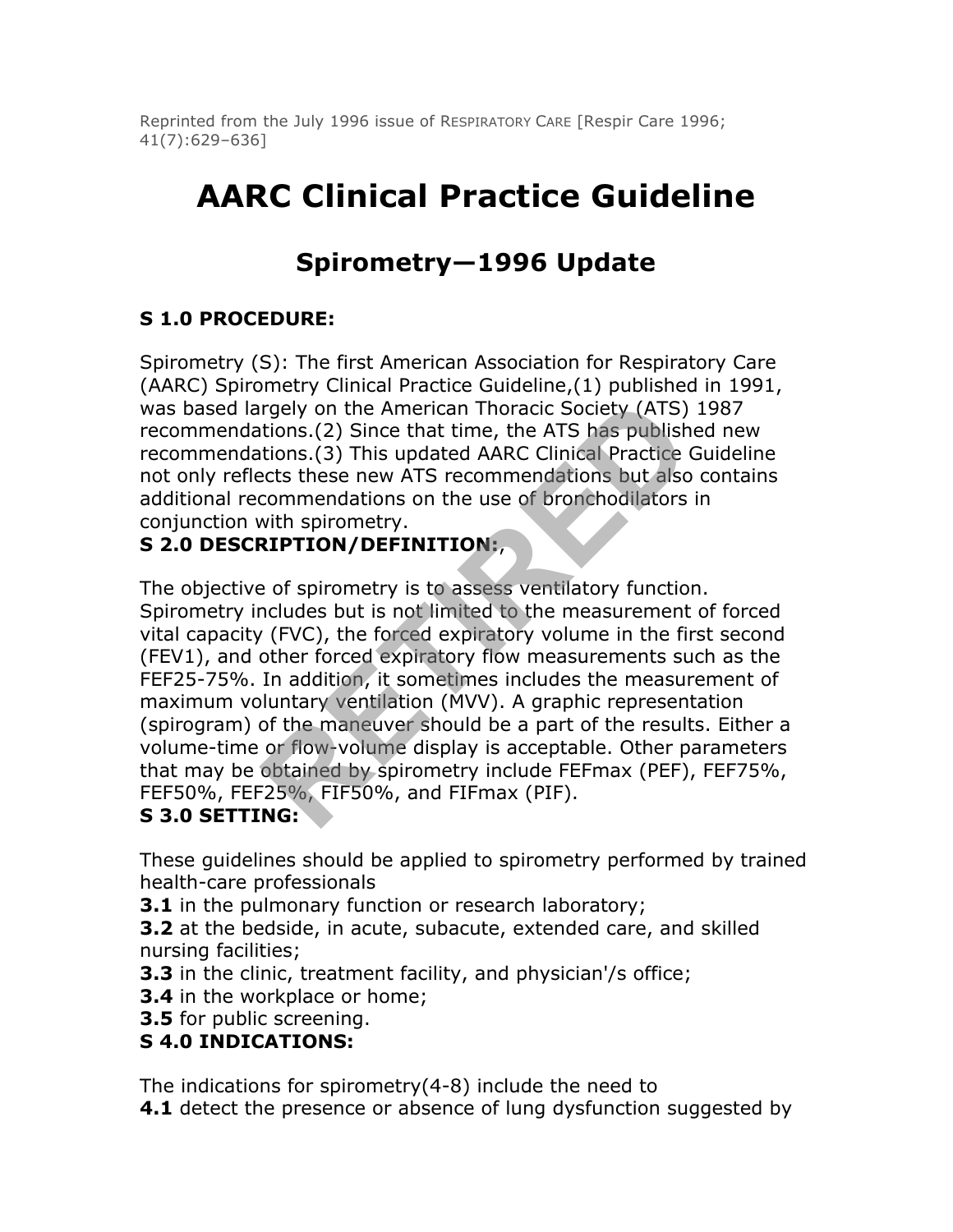Reprinted from the July 1996 issue of RESPIRATORY CARE [Respir Care 1996; 41(7):629–636]

# AARC Clinical Practice Guideline

## Spirometry—1996 Update

### S 1.0 PROCEDURE:

Spirometry (S): The first American Association for Respiratory Care (AARC) Spirometry Clinical Practice Guideline,(1) published in 1991, was based largely on the American Thoracic Society (ATS) 1987 recommendations.(2) Since that time, the ATS has published new recommendations.(3) This updated AARC Clinical Practice Guideline not only reflects these new ATS recommendations but also contains additional recommendations on the use of bronchodilators in conjunction with spirometry.

### S 2.0 DESCRIPTION/DEFINITION:,

The objective of spirometry is to assess ventilatory function. Spirometry includes but is not limited to the measurement of forced vital capacity (FVC), the forced expiratory volume in the first second (FEV1), and other forced expiratory flow measurements such as the FEF25-75%. In addition, it sometimes includes the measurement of maximum voluntary ventilation (MVV). A graphic representation (spirogram) of the maneuver should be a part of the results. Either a volume-time or flow-volume display is acceptable. Other parameters that may be obtained by spirometry include FEFmax (PEF), FEF75%, FEF50%, FEF25%, FIF50%, and FIFmax (PIF).

### S 3.0 SETTING:

These guidelines should be applied to spirometry performed by trained health-care professionals

**3.1** in the pulmonary function or research laboratory;
**3.2** at the bedside, in acute, subacute, extended care, and skilled nursing facilities;
**3.3** in the clinic, treatment facility, and physician'/s office;
**3.4** in the workplace or home;
**3.5** for public screening.

### S 4.0 INDICATIONS:

The indications for spirometry(4-8) include the need to
**4.1** detect the presence or absence of lung dysfunction suggested by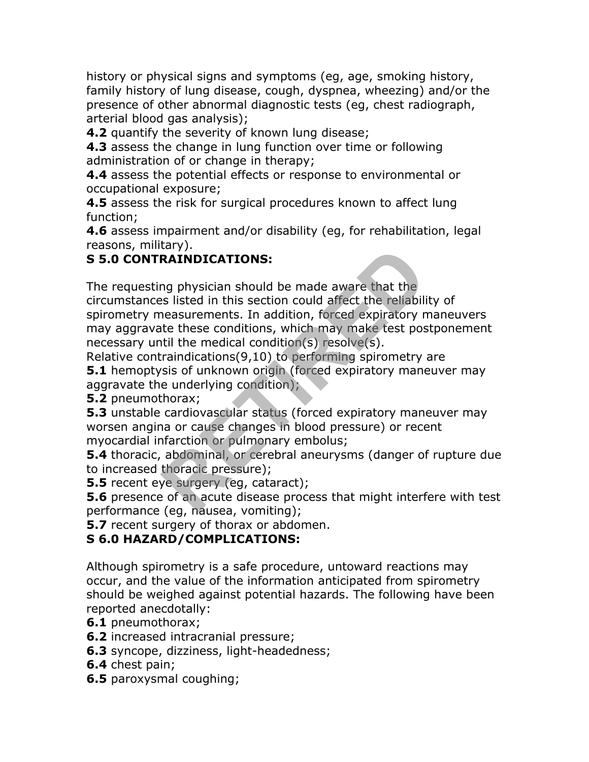history or physical signs and symptoms (eg, age, smoking history, family history of lung disease, cough, dyspnea, wheezing) and/or the presence of other abnormal diagnostic tests (eg, chest radiograph, arterial blood gas analysis);

**4.2** quantify the severity of known lung disease;

**4.3** assess the change in lung function over time or following administration of or change in therapy;

**4.4** assess the potential effects or response to environmental or occupational exposure;

**4.5** assess the risk for surgical procedures known to affect lung function;

**4.6** assess impairment and/or disability (eg, for rehabilitation, legal reasons, military).

**S 5.0 CONTRAINDICATIONS:**

The requesting physician should be made aware that the circumstances listed in this section could affect the reliability of spirometry measurements. In addition, forced expiratory maneuvers may aggravate these conditions, which may make test postponement necessary until the medical condition(s) resolve(s).

Relative contraindications(9,10) to performing spirometry are

**5.1** hemoptysis of unknown origin (forced expiratory maneuver may aggravate the underlying condition);

**5.2** pneumothorax;

**5.3** unstable cardiovascular status (forced expiratory maneuver may worsen angina or cause changes in blood pressure) or recent myocardial infarction or pulmonary embolus;

**5.4** thoracic, abdominal, or cerebral aneurysms (danger of rupture due to increased thoracic pressure);

**5.5** recent eye surgery (eg, cataract);

**5.6** presence of an acute disease process that might interfere with test performance (eg, nausea, vomiting);

**5.7** recent surgery of thorax or abdomen.

**S 6.0 HAZARD/COMPLICATIONS:**

Although spirometry is a safe procedure, untoward reactions may occur, and the value of the information anticipated from spirometry should be weighed against potential hazards. The following have been reported anecdotally:

**6.1** pneumothorax;

**6.2** increased intracranial pressure;

**6.3** syncope, dizziness, light-headedness;

**6.4** chest pain;

**6.5** paroxysmal coughing;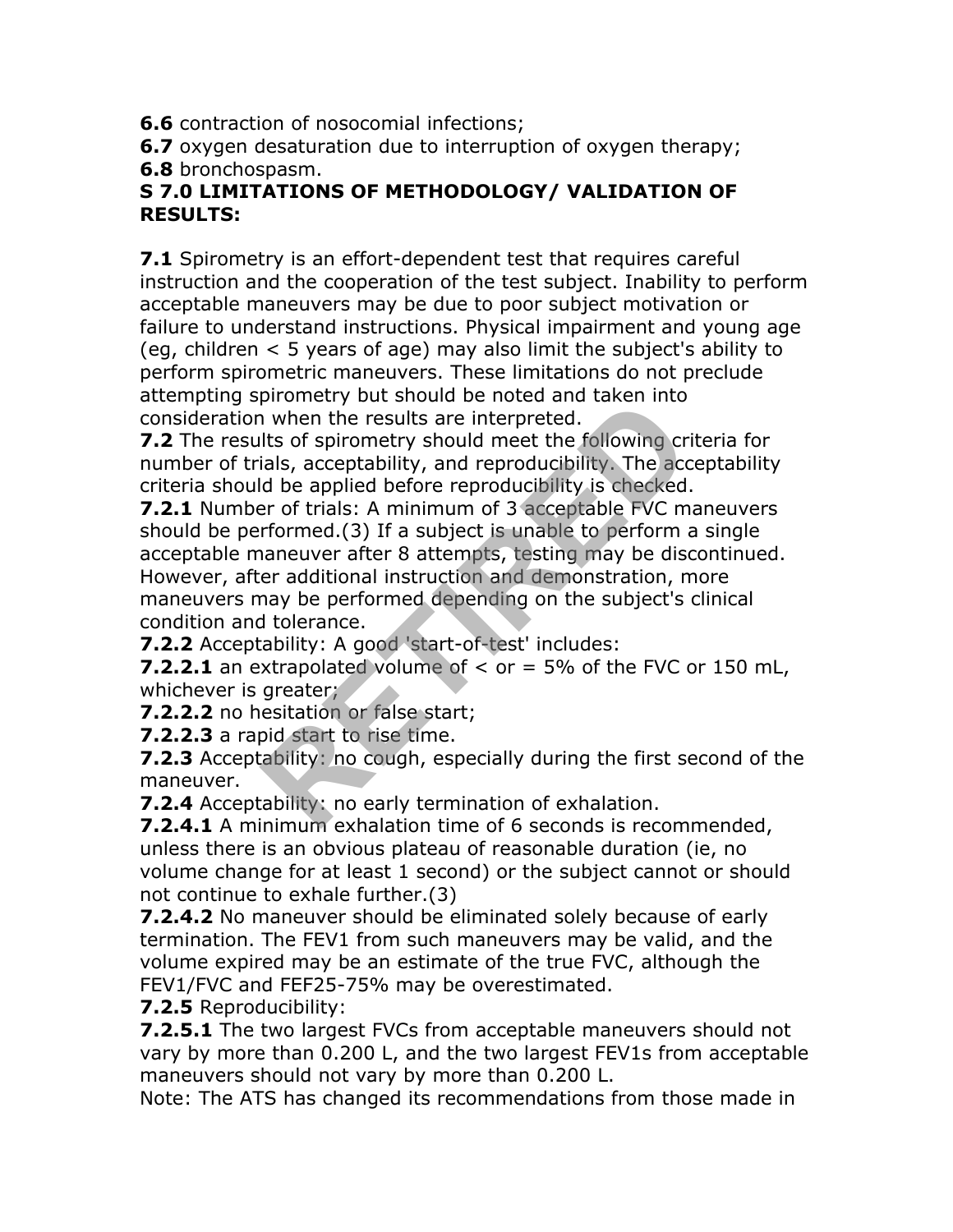**6.6** contraction of nosocomial infections;
**6.7** oxygen desaturation due to interruption of oxygen therapy;
**6.8** bronchospasm.

**S 7.0 LIMITATIONS OF METHODOLOGY/ VALIDATION OF RESULTS:**

**7.1** Spirometry is an effort-dependent test that requires careful instruction and the cooperation of the test subject. Inability to perform acceptable maneuvers may be due to poor subject motivation or failure to understand instructions. Physical impairment and young age (eg, children < 5 years of age) may also limit the subject's ability to perform spirometric maneuvers. These limitations do not preclude attempting spirometry but should be noted and taken into consideration when the results are interpreted.
**7.2** The results of spirometry should meet the following criteria for number of trials, acceptability, and reproducibility. The acceptability criteria should be applied before reproducibility is checked.
**7.2.1** Number of trials: A minimum of 3 acceptable FVC maneuvers should be performed.(3) If a subject is unable to perform a single acceptable maneuver after 8 attempts, testing may be discontinued. However, after additional instruction and demonstration, more maneuvers may be performed depending on the subject's clinical condition and tolerance.
**7.2.2** Acceptability: A good 'start-of-test' includes:
**7.2.2.1** an extrapolated volume of < or = 5% of the FVC or 150 mL, whichever is greater;
**7.2.2.2** no hesitation or false start;
**7.2.2.3** a rapid start to rise time.
**7.2.3** Acceptability: no cough, especially during the first second of the maneuver.
**7.2.4** Acceptability: no early termination of exhalation.
**7.2.4.1** A minimum exhalation time of 6 seconds is recommended, unless there is an obvious plateau of reasonable duration (ie, no volume change for at least 1 second) or the subject cannot or should not continue to exhale further.(3)
**7.2.4.2** No maneuver should be eliminated solely because of early termination. The $FEV_1$ from such maneuvers may be valid, and the volume expired may be an estimate of the true FVC, although the $FEV_1$/FVC and $FEF_{25-75\%}$ may be overestimated.
**7.2.5** Reproducibility:
**7.2.5.1** The two largest FVCs from acceptable maneuvers should not vary by more than 0.200 L, and the two largest $FEV_1$s from acceptable maneuvers should not vary by more than 0.200 L.
Note: The ATS has changed its recommendations from those made in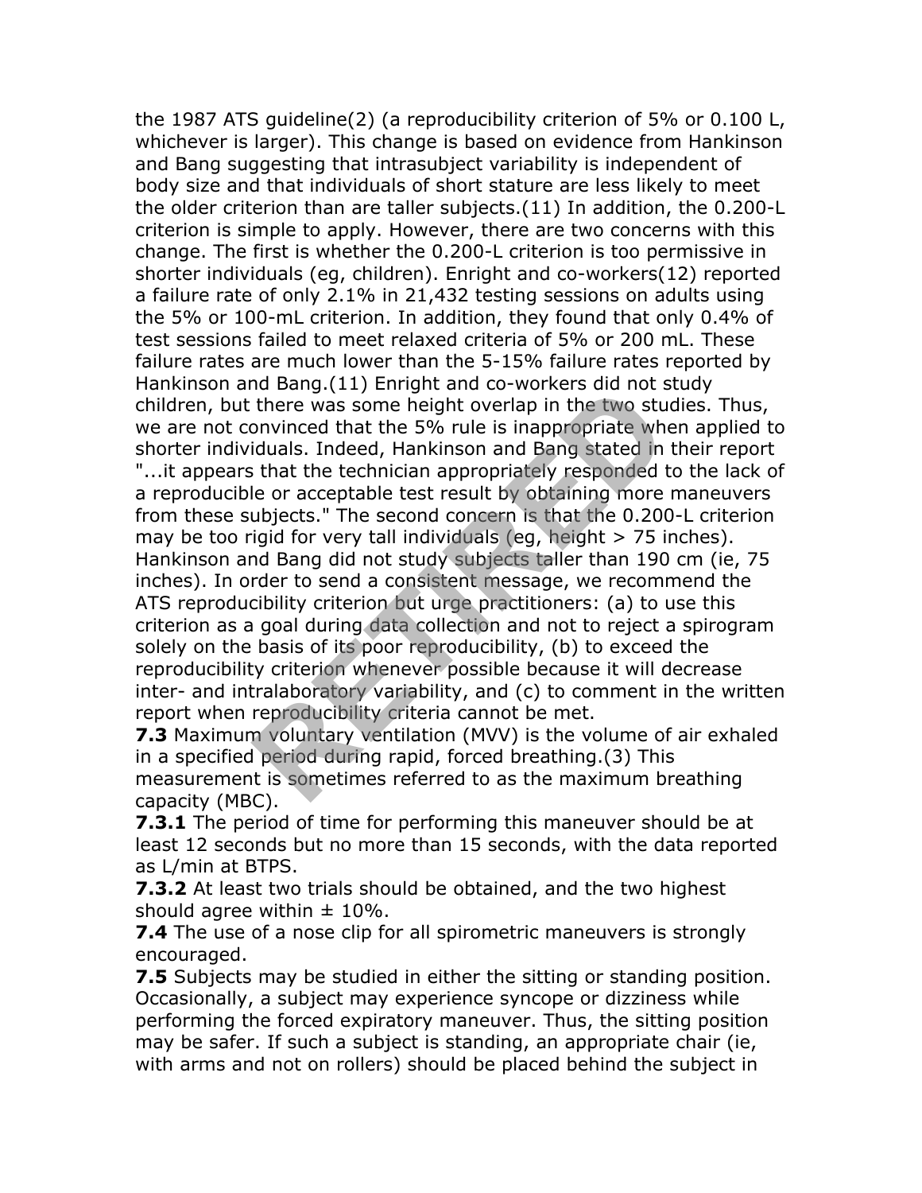the 1987 ATS guideline(2) (a reproducibility criterion of 5% or 0.100 L, whichever is larger). This change is based on evidence from Hankinson and Bang suggesting that intrasubject variability is independent of body size and that individuals of short stature are less likely to meet the older criterion than are taller subjects.(11) In addition, the 0.200-L criterion is simple to apply. However, there are two concerns with this change. The first is whether the 0.200-L criterion is too permissive in shorter individuals (eg, children). Enright and co-workers(12) reported a failure rate of only 2.1% in 21,432 testing sessions on adults using the 5% or 100-mL criterion. In addition, they found that only 0.4% of test sessions failed to meet relaxed criteria of 5% or 200 mL. These failure rates are much lower than the 5-15% failure rates reported by Hankinson and Bang.(11) Enright and co-workers did not study children, but there was some height overlap in the two studies. Thus, we are not convinced that the 5% rule is inappropriate when applied to shorter individuals. Indeed, Hankinson and Bang stated in their report "...it appears that the technician appropriately responded to the lack of a reproducible or acceptable test result by obtaining more maneuvers from these subjects." The second concern is that the 0.200-L criterion may be too rigid for very tall individuals (eg, height > 75 inches). Hankinson and Bang did not study subjects taller than 190 cm (ie, 75 inches). In order to send a consistent message, we recommend the ATS reproducibility criterion but urge practitioners: (a) to use this criterion as a goal during data collection and not to reject a spirogram solely on the basis of its poor reproducibility, (b) to exceed the reproducibility criterion whenever possible because it will decrease inter- and intralaboratory variability, and (c) to comment in the written report when reproducibility criteria cannot be met.

**7.3** Maximum voluntary ventilation (MVV) is the volume of air exhaled in a specified period during rapid, forced breathing.(3) This measurement is sometimes referred to as the maximum breathing capacity (MBC).

**7.3.1** The period of time for performing this maneuver should be at least 12 seconds but no more than 15 seconds, with the data reported as L/min at BTPS.

**7.3.2** At least two trials should be obtained, and the two highest should agree within ± 10%.

**7.4** The use of a nose clip for all spirometric maneuvers is strongly encouraged.

**7.5** Subjects may be studied in either the sitting or standing position. Occasionally, a subject may experience syncope or dizziness while performing the forced expiratory maneuver. Thus, the sitting position may be safer. If such a subject is standing, an appropriate chair (ie, with arms and not on rollers) should be placed behind the subject in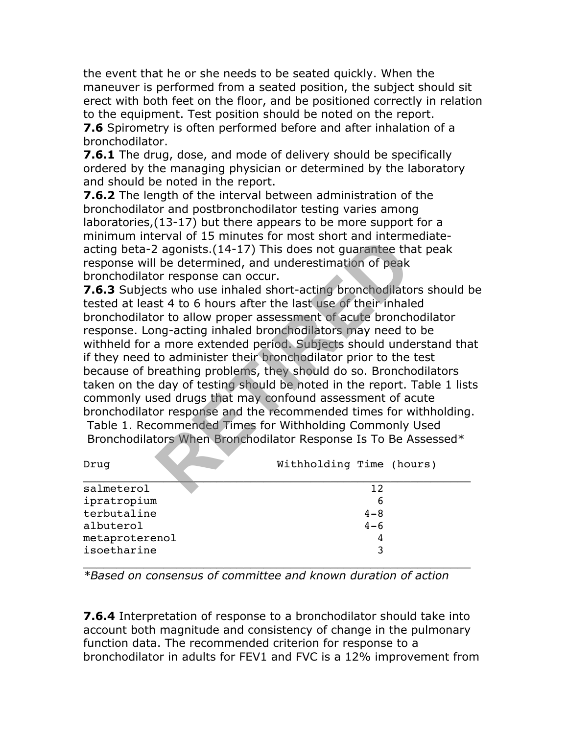the event that he or she needs to be seated quickly. When the maneuver is performed from a seated position, the subject should sit erect with both feet on the floor, and be positioned correctly in relation to the equipment. Test position should be noted on the report.

**7.6** Spirometry is often performed before and after inhalation of a bronchodilator.

**7.6.1** The drug, dose, and mode of delivery should be specifically ordered by the managing physician or determined by the laboratory and should be noted in the report.

**7.6.2** The length of the interval between administration of the bronchodilator and postbronchodilator testing varies among laboratories,(13-17) but there appears to be more support for a minimum interval of 15 minutes for most short and intermediate-acting beta-2 agonists.(14-17) This does not guarantee that peak response will be determined, and underestimation of peak bronchodilator response can occur.

**7.6.3** Subjects who use inhaled short-acting bronchodilators should be tested at least 4 to 6 hours after the last use of their inhaled bronchodilator to allow proper assessment of acute bronchodilator response. Long-acting inhaled bronchodilators may need to be withheld for a more extended period. Subjects should understand that if they need to administer their bronchodilator prior to the test because of breathing problems, they should do so. Bronchodilators taken on the day of testing should be noted in the report. Table 1 lists commonly used drugs that may confound assessment of acute bronchodilator response and the recommended times for withholding.

Table 1. Recommended Times for Withholding Commonly Used Bronchodilators When Bronchodilator Response Is To Be Assessed*

| Drug | Withholding Time (hours) |
|---|---|
| salmeterol | 12 |
| ipratropium | 6 |
| terbutaline | 4-8 |
| albuterol | 4-6 |
| metaproterenol | 4 |
| isoetharine | 3 |

*\*Based on consensus of committee and known duration of action*

**7.6.4** Interpretation of response to a bronchodilator should take into account both magnitude and consistency of change in the pulmonary function data. The recommended criterion for response to a bronchodilator in adults for FEV1 and FVC is a 12% improvement from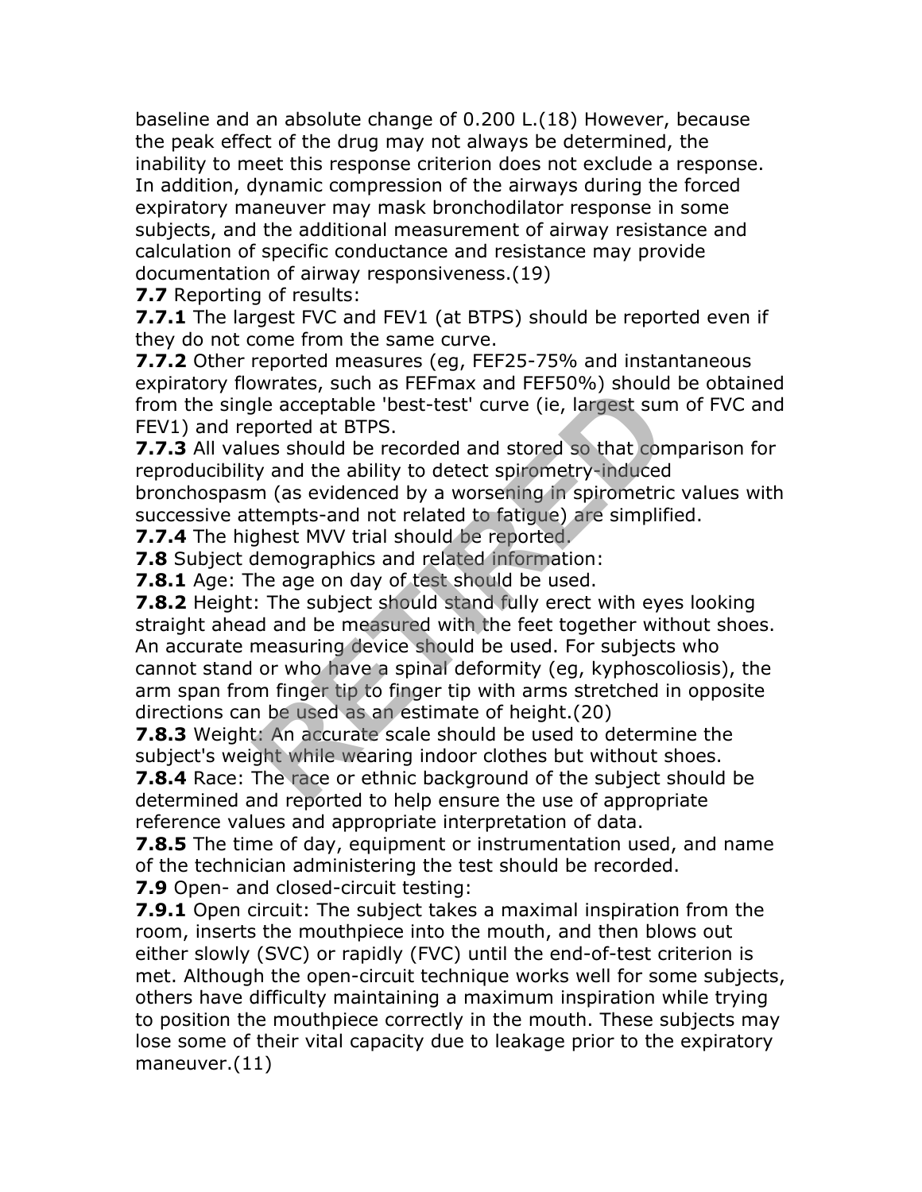baseline and an absolute change of 0.200 L.(18) However, because the peak effect of the drug may not always be determined, the inability to meet this response criterion does not exclude a response. In addition, dynamic compression of the airways during the forced expiratory maneuver may mask bronchodilator response in some subjects, and the additional measurement of airway resistance and calculation of specific conductance and resistance may provide documentation of airway responsiveness.(19)

**7.7** Reporting of results:

**7.7.1** The largest FVC and $FEV_1$ (at BTPS) should be reported even if they do not come from the same curve.

**7.7.2** Other reported measures (eg, $FEF_{25-75\%}$ and instantaneous expiratory flowrates, such as $FEF_{max}$ and $FEF_{50\%}$) should be obtained from the single acceptable 'best-test' curve (ie, largest sum of FVC and $FEV_1$) and reported at BTPS.

**7.7.3** All values should be recorded and stored so that comparison for reproducibility and the ability to detect spirometry-induced bronchospasm (as evidenced by a worsening in spirometric values with successive attempts-and not related to fatigue) are simplified.

**7.7.4** The highest MVV trial should be reported.

**7.8** Subject demographics and related information:

**7.8.1** Age: The age on day of test should be used.

**7.8.2** Height: The subject should stand fully erect with eyes looking straight ahead and be measured with the feet together without shoes. An accurate measuring device should be used. For subjects who cannot stand or who have a spinal deformity (eg, kyphoscoliosis), the arm span from finger tip to finger tip with arms stretched in opposite directions can be used as an estimate of height.(20)

**7.8.3** Weight: An accurate scale should be used to determine the subject's weight while wearing indoor clothes but without shoes.

**7.8.4** Race: The race or ethnic background of the subject should be determined and reported to help ensure the use of appropriate reference values and appropriate interpretation of data.

**7.8.5** The time of day, equipment or instrumentation used, and name of the technician administering the test should be recorded.

**7.9** Open- and closed-circuit testing:

**7.9.1** Open circuit: The subject takes a maximal inspiration from the room, inserts the mouthpiece into the mouth, and then blows out either slowly (SVC) or rapidly (FVC) until the end-of-test criterion is met. Although the open-circuit technique works well for some subjects, others have difficulty maintaining a maximum inspiration while trying to position the mouthpiece correctly in the mouth. These subjects may lose some of their vital capacity due to leakage prior to the expiratory maneuver.(11)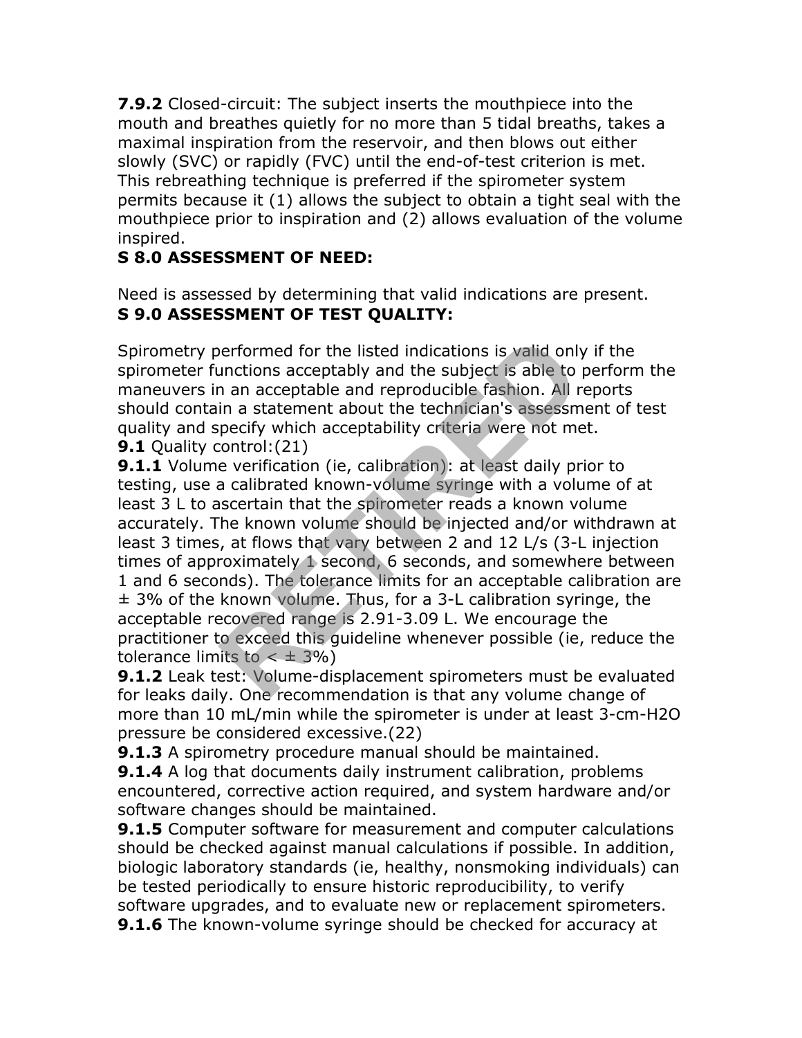**7.9.2** Closed-circuit: The subject inserts the mouthpiece into the mouth and breathes quietly for no more than 5 tidal breaths, takes a maximal inspiration from the reservoir, and then blows out either slowly (SVC) or rapidly (FVC) until the end-of-test criterion is met. This rebreathing technique is preferred if the spirometer system permits because it (1) allows the subject to obtain a tight seal with the mouthpiece prior to inspiration and (2) allows evaluation of the volume inspired.

## S 8.0 ASSESSMENT OF NEED:

Need is assessed by determining that valid indications are present.

## S 9.0 ASSESSMENT OF TEST QUALITY:

Spirometry performed for the listed indications is valid only if the spirometer functions acceptably and the subject is able to perform the maneuvers in an acceptable and reproducible fashion. All reports should contain a statement about the technician's assessment of test quality and specify which acceptability criteria were not met.

**9.1** Quality control:(21)

**9.1.1** Volume verification (ie, calibration): at least daily prior to testing, use a calibrated known-volume syringe with a volume of at least 3 L to ascertain that the spirometer reads a known volume accurately. The known volume should be injected and/or withdrawn at least 3 times, at flows that vary between 2 and 12 L/s (3-L injection times of approximately 1 second, 6 seconds, and somewhere between 1 and 6 seconds). The tolerance limits for an acceptable calibration are ± 3% of the known volume. Thus, for a 3-L calibration syringe, the acceptable recovered range is 2.91-3.09 L. We encourage the practitioner to exceed this guideline whenever possible (ie, reduce the tolerance limits to < ± 3%)

**9.1.2** Leak test: Volume-displacement spirometers must be evaluated for leaks daily. One recommendation is that any volume change of more than 10 mL/min while the spirometer is under at least 3-cm-$H_2O$ pressure be considered excessive.(22)

**9.1.3** A spirometry procedure manual should be maintained.

**9.1.4** A log that documents daily instrument calibration, problems encountered, corrective action required, and system hardware and/or software changes should be maintained.

**9.1.5** Computer software for measurement and computer calculations should be checked against manual calculations if possible. In addition, biologic laboratory standards (ie, healthy, nonsmoking individuals) can be tested periodically to ensure historic reproducibility, to verify software upgrades, and to evaluate new or replacement spirometers.

**9.1.6** The known-volume syringe should be checked for accuracy at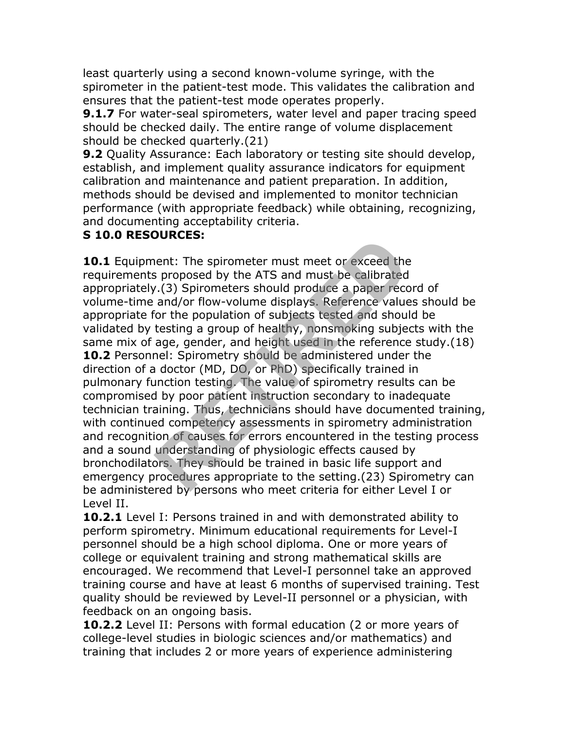least quarterly using a second known-volume syringe, with the spirometer in the patient-test mode. This validates the calibration and ensures that the patient-test mode operates properly.

**9.1.7** For water-seal spirometers, water level and paper tracing speed should be checked daily. The entire range of volume displacement should be checked quarterly.(21)

**9.2** Quality Assurance: Each laboratory or testing site should develop, establish, and implement quality assurance indicators for equipment calibration and maintenance and patient preparation. In addition, methods should be devised and implemented to monitor technician performance (with appropriate feedback) while obtaining, recognizing, and documenting acceptability criteria.

**S 10.0 RESOURCES:**

**10.1** Equipment: The spirometer must meet or exceed the requirements proposed by the ATS and must be calibrated appropriately.(3) Spirometers should produce a paper record of volume-time and/or flow-volume displays. Reference values should be appropriate for the population of subjects tested and should be validated by testing a group of healthy, nonsmoking subjects with the same mix of age, gender, and height used in the reference study.(18)

**10.2** Personnel: Spirometry should be administered under the direction of a doctor (MD, DO, or PhD) specifically trained in pulmonary function testing. The value of spirometry results can be compromised by poor patient instruction secondary to inadequate technician training. Thus, technicians should have documented training, with continued competency assessments in spirometry administration and recognition of causes for errors encountered in the testing process and a sound understanding of physiologic effects caused by bronchodilators. They should be trained in basic life support and emergency procedures appropriate to the setting.(23) Spirometry can be administered by persons who meet criteria for either Level I or Level II.

**10.2.1** Level I: Persons trained in and with demonstrated ability to perform spirometry. Minimum educational requirements for Level-I personnel should be a high school diploma. One or more years of college or equivalent training and strong mathematical skills are encouraged. We recommend that Level-I personnel take an approved training course and have at least 6 months of supervised training. Test quality should be reviewed by Level-II personnel or a physician, with feedback on an ongoing basis.

**10.2.2** Level II: Persons with formal education (2 or more years of college-level studies in biologic sciences and/or mathematics) and training that includes 2 or more years of experience administering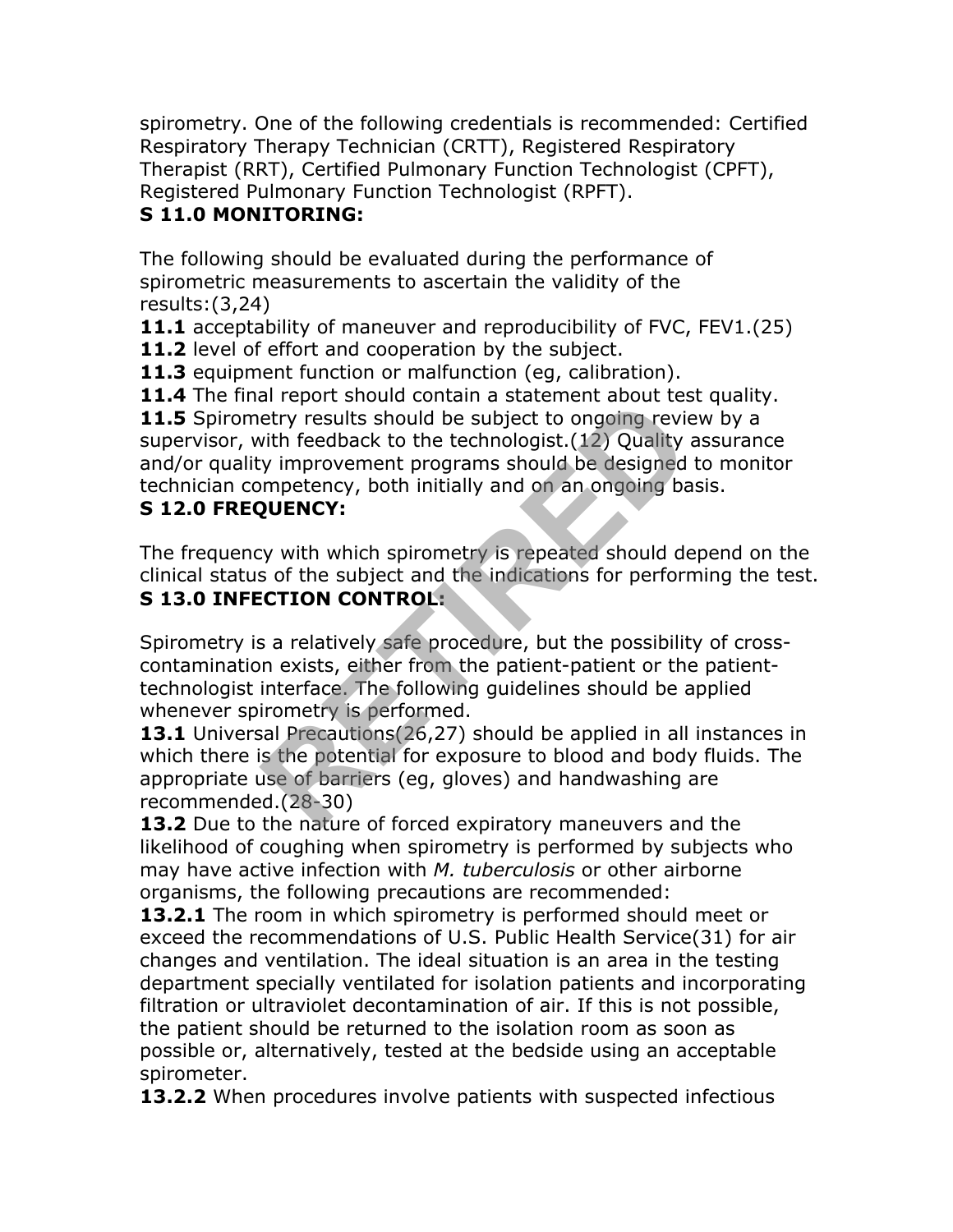spirometry. One of the following credentials is recommended: Certified Respiratory Therapy Technician (CRTT), Registered Respiratory Therapist (RRT), Certified Pulmonary Function Technologist (CPFT), Registered Pulmonary Function Technologist (RPFT).

## S 11.0 MONITORING:

The following should be evaluated during the performance of spirometric measurements to ascertain the validity of the results:(3,24)

**11.1** acceptability of maneuver and reproducibility of FVC, FEV1.(25)
**11.2** level of effort and cooperation by the subject.
**11.3** equipment function or malfunction (eg, calibration).
**11.4** The final report should contain a statement about test quality.
**11.5** Spirometry results should be subject to ongoing review by a supervisor, with feedback to the technologist.(12) Quality assurance and/or quality improvement programs should be designed to monitor technician competency, both initially and on an ongoing basis.

## S 12.0 FREQUENCY:

The frequency with which spirometry is repeated should depend on the clinical status of the subject and the indications for performing the test.

## S 13.0 INFECTION CONTROL:

Spirometry is a relatively safe procedure, but the possibility of cross-contamination exists, either from the patient-patient or the patient-technologist interface. The following guidelines should be applied whenever spirometry is performed.

**13.1** Universal Precautions(26,27) should be applied in all instances in which there is the potential for exposure to blood and body fluids. The appropriate use of barriers (eg, gloves) and handwashing are recommended.(28-30)

**13.2** Due to the nature of forced expiratory maneuvers and the likelihood of coughing when spirometry is performed by subjects who may have active infection with *M. tuberculosis* or other airborne organisms, the following precautions are recommended:

**13.2.1** The room in which spirometry is performed should meet or exceed the recommendations of U.S. Public Health Service(31) for air changes and ventilation. The ideal situation is an area in the testing department specially ventilated for isolation patients and incorporating filtration or ultraviolet decontamination of air. If this is not possible, the patient should be returned to the isolation room as soon as possible or, alternatively, tested at the bedside using an acceptable spirometer.

**13.2.2** When procedures involve patients with suspected infectious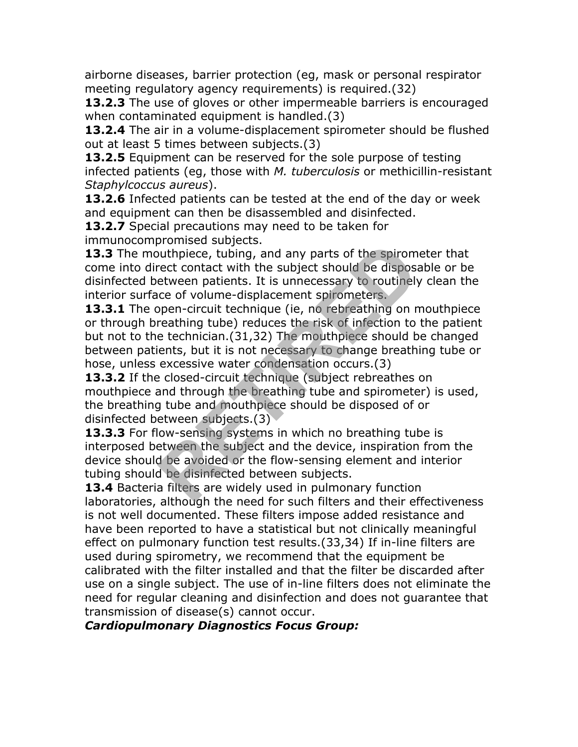airborne diseases, barrier protection (eg, mask or personal respirator meeting regulatory agency requirements) is required.(32)

**13.2.3** The use of gloves or other impermeable barriers is encouraged when contaminated equipment is handled.(3)

**13.2.4** The air in a volume-displacement spirometer should be flushed out at least 5 times between subjects.(3)

**13.2.5** Equipment can be reserved for the sole purpose of testing infected patients (eg, those with *M. tuberculosis* or methicillin-resistant *Staphylcoccus aureus*).

**13.2.6** Infected patients can be tested at the end of the day or week and equipment can then be disassembled and disinfected.

**13.2.7** Special precautions may need to be taken for immunocompromised subjects.

**13.3** The mouthpiece, tubing, and any parts of the spirometer that come into direct contact with the subject should be disposable or be disinfected between patients. It is unnecessary to routinely clean the interior surface of volume-displacement spirometers.

**13.3.1** The open-circuit technique (ie, no rebreathing on mouthpiece or through breathing tube) reduces the risk of infection to the patient but not to the technician.(31,32) The mouthpiece should be changed between patients, but it is not necessary to change breathing tube or hose, unless excessive water condensation occurs.(3)

**13.3.2** If the closed-circuit technique (subject rebreathes on mouthpiece and through the breathing tube and spirometer) is used, the breathing tube and mouthpiece should be disposed of or disinfected between subjects.(3)

**13.3.3** For flow-sensing systems in which no breathing tube is interposed between the subject and the device, inspiration from the device should be avoided or the flow-sensing element and interior tubing should be disinfected between subjects.

**13.4** Bacteria filters are widely used in pulmonary function laboratories, although the need for such filters and their effectiveness is not well documented. These filters impose added resistance and have been reported to have a statistical but not clinically meaningful effect on pulmonary function test results.(33,34) If in-line filters are used during spirometry, we recommend that the equipment be calibrated with the filter installed and that the filter be discarded after use on a single subject. The use of in-line filters does not eliminate the need for regular cleaning and disinfection and does not guarantee that transmission of disease(s) cannot occur.

***Cardiopulmonary Diagnostics Focus Group:***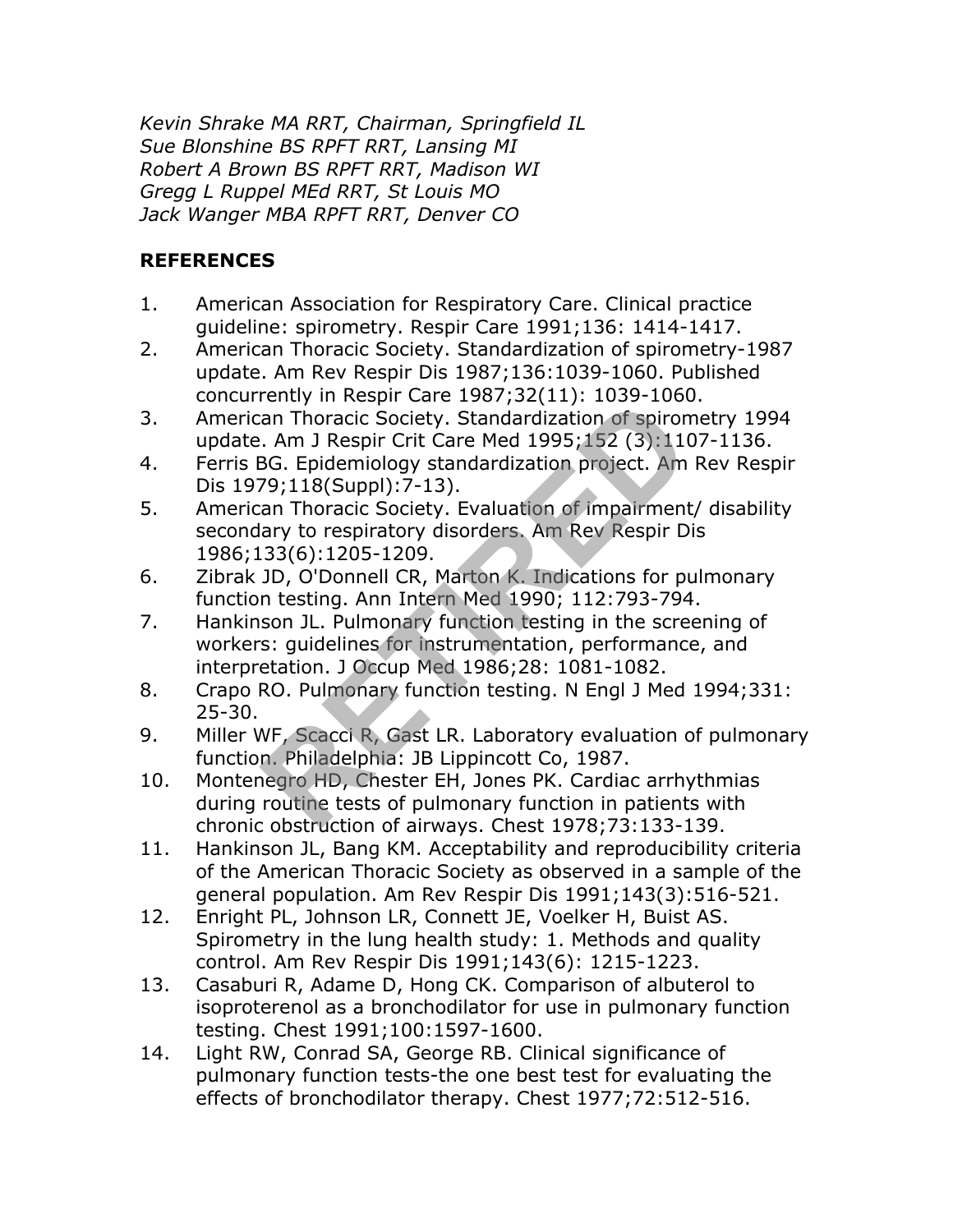*Kevin Shrake MA RRT, Chairman, Springfield IL*
*Sue Blonshine BS RPFT RRT, Lansing MI*
*Robert A Brown BS RPFT RRT, Madison WI*
*Gregg L Ruppel MEd RRT, St Louis MO*
*Jack Wanger MBA RPFT RRT, Denver CO*

**REFERENCES**

1. American Association for Respiratory Care. Clinical practice guideline: spirometry. Respir Care 1991;136: 1414-1417.
2. American Thoracic Society. Standardization of spirometry-1987 update. Am Rev Respir Dis 1987;136:1039-1060. Published concurrently in Respir Care 1987;32(11): 1039-1060.
3. American Thoracic Society. Standardization of spirometry 1994 update. Am J Respir Crit Care Med 1995;152 (3):1107-1136.
4. Ferris BG. Epidemiology standardization project. Am Rev Respir Dis 1979;118(Suppl):7-13).
5. American Thoracic Society. Evaluation of impairment/ disability secondary to respiratory disorders. Am Rev Respir Dis 1986;133(6):1205-1209.
6. Zibrak JD, O'Donnell CR, Marton K. Indications for pulmonary function testing. Ann Intern Med 1990; 112:793-794.
7. Hankinson JL. Pulmonary function testing in the screening of workers: guidelines for instrumentation, performance, and interpretation. J Occup Med 1986;28: 1081-1082.
8. Crapo RO. Pulmonary function testing. N Engl J Med 1994;331: 25-30.
9. Miller WF, Scacci R, Gast LR. Laboratory evaluation of pulmonary function. Philadelphia: JB Lippincott Co, 1987.
10. Montenegro HD, Chester EH, Jones PK. Cardiac arrhythmias during routine tests of pulmonary function in patients with chronic obstruction of airways. Chest 1978;73:133-139.
11. Hankinson JL, Bang KM. Acceptability and reproducibility criteria of the American Thoracic Society as observed in a sample of the general population. Am Rev Respir Dis 1991;143(3):516-521.
12. Enright PL, Johnson LR, Connett JE, Voelker H, Buist AS. Spirometry in the lung health study: 1. Methods and quality control. Am Rev Respir Dis 1991;143(6): 1215-1223.
13. Casaburi R, Adame D, Hong CK. Comparison of albuterol to isoproterenol as a bronchodilator for use in pulmonary function testing. Chest 1991;100:1597-1600.
14. Light RW, Conrad SA, George RB. Clinical significance of pulmonary function tests-the one best test for evaluating the effects of bronchodilator therapy. Chest 1977;72:512-516.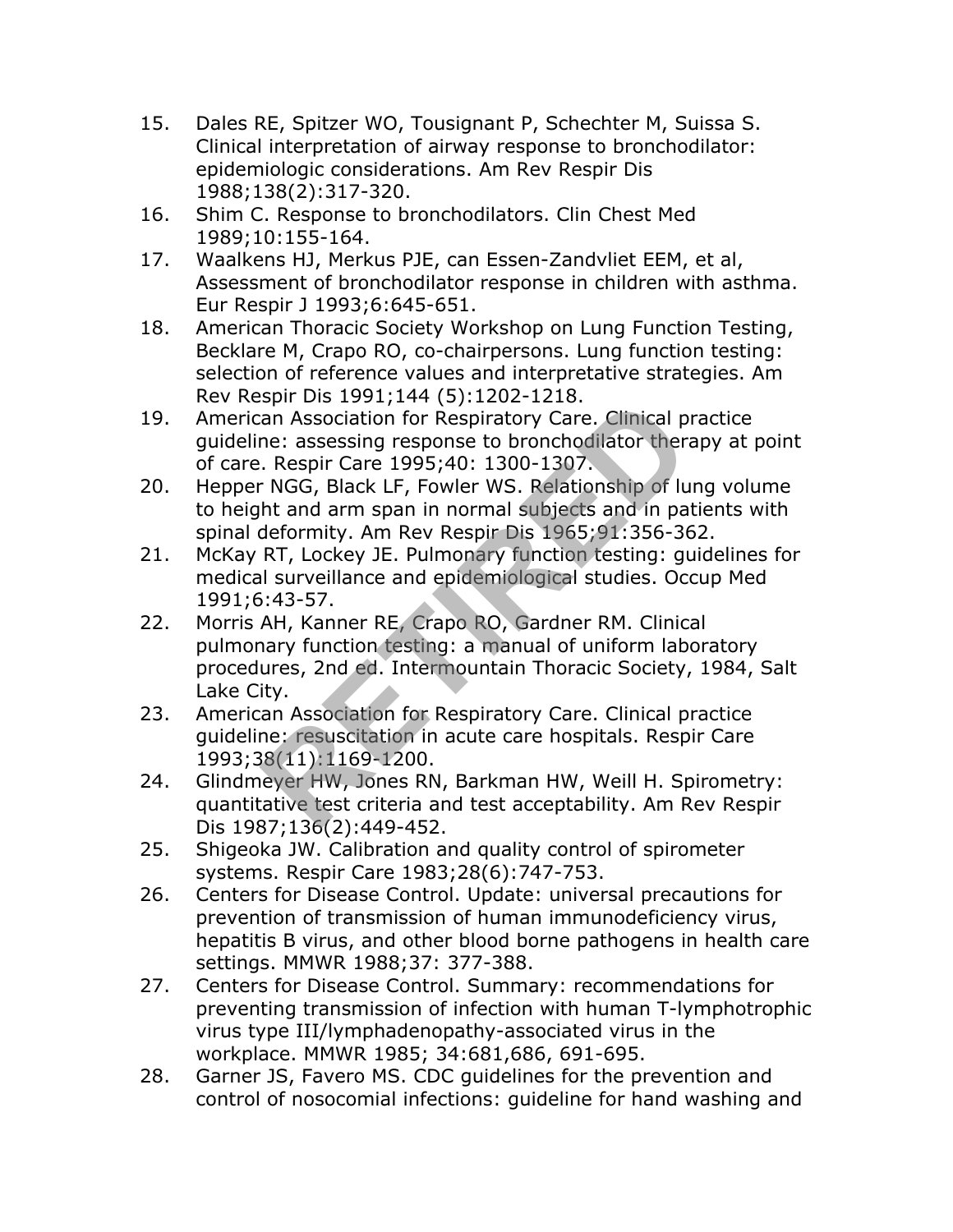15. Dales RE, Spitzer WO, Tousignant P, Schechter M, Suissa S. Clinical interpretation of airway response to bronchodilator: epidemiologic considerations. Am Rev Respir Dis 1988;138(2):317-320.
16. Shim C. Response to bronchodilators. Clin Chest Med 1989;10:155-164.
17. Waalkens HJ, Merkus PJE, can Essen-Zandvliet EEM, et al, Assessment of bronchodilator response in children with asthma. Eur Respir J 1993;6:645-651.
18. American Thoracic Society Workshop on Lung Function Testing, Becklare M, Crapo RO, co-chairpersons. Lung function testing: selection of reference values and interpretative strategies. Am Rev Respir Dis 1991;144 (5):1202-1218.
19. American Association for Respiratory Care. Clinical practice guideline: assessing response to bronchodilator therapy at point of care. Respir Care 1995;40: 1300-1307.
20. Hepper NGG, Black LF, Fowler WS. Relationship of lung volume to height and arm span in normal subjects and in patients with spinal deformity. Am Rev Respir Dis 1965;91:356-362.
21. McKay RT, Lockey JE. Pulmonary function testing: guidelines for medical surveillance and epidemiological studies. Occup Med 1991;6:43-57.
22. Morris AH, Kanner RE, Crapo RO, Gardner RM. Clinical pulmonary function testing: a manual of uniform laboratory procedures, 2nd ed. Intermountain Thoracic Society, 1984, Salt Lake City.
23. American Association for Respiratory Care. Clinical practice guideline: resuscitation in acute care hospitals. Respir Care 1993;38(11):1169-1200.
24. Glindmeyer HW, Jones RN, Barkman HW, Weill H. Spirometry: quantitative test criteria and test acceptability. Am Rev Respir Dis 1987;136(2):449-452.
25. Shigeoka JW. Calibration and quality control of spirometer systems. Respir Care 1983;28(6):747-753.
26. Centers for Disease Control. Update: universal precautions for prevention of transmission of human immunodeficiency virus, hepatitis B virus, and other blood borne pathogens in health care settings. MMWR 1988;37: 377-388.
27. Centers for Disease Control. Summary: recommendations for preventing transmission of infection with human T-lymphotrophic virus type III/lymphadenopathy-associated virus in the workplace. MMWR 1985; 34:681,686, 691-695.
28. Garner JS, Favero MS. CDC guidelines for the prevention and control of nosocomial infections: guideline for hand washing and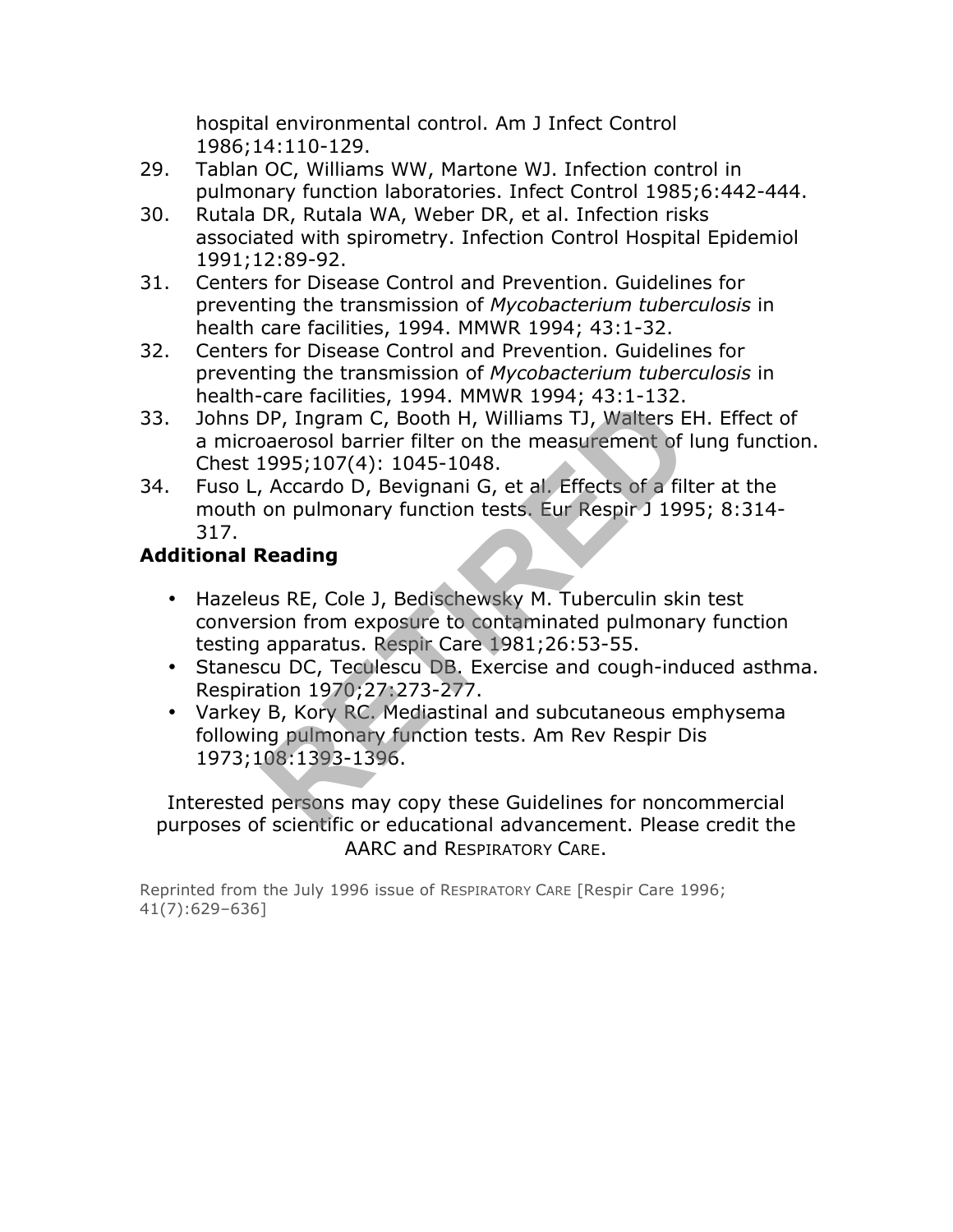hospital environmental control. Am J Infect Control 1986;14:110-129.

29. Tablan OC, Williams WW, Martone WJ. Infection control in pulmonary function laboratories. Infect Control 1985;6:442-444.
30. Rutala DR, Rutala WA, Weber DR, et al. Infection risks associated with spirometry. Infection Control Hospital Epidemiol 1991;12:89-92.
31. Centers for Disease Control and Prevention. Guidelines for preventing the transmission of *Mycobacterium tuberculosis* in health care facilities, 1994. MMWR 1994; 43:1-32.
32. Centers for Disease Control and Prevention. Guidelines for preventing the transmission of *Mycobacterium tuberculosis* in health-care facilities, 1994. MMWR 1994; 43:1-132.
33. Johns DP, Ingram C, Booth H, Williams TJ, Walters EH. Effect of a microaerosol barrier filter on the measurement of lung function. Chest 1995;107(4): 1045-1048.
34. Fuso L, Accardo D, Bevignani G, et al. Effects of a filter at the mouth on pulmonary function tests. Eur Respir J 1995; 8:314-317.

## Additional Reading

- Hazeleus RE, Cole J, Bedischewsky M. Tuberculin skin test conversion from exposure to contaminated pulmonary function testing apparatus. Respir Care 1981;26:53-55.
- Stanescu DC, Teculescu DB. Exercise and cough-induced asthma. Respiration 1970;27:273-277.
- Varkey B, Kory RC. Mediastinal and subcutaneous emphysema following pulmonary function tests. Am Rev Respir Dis 1973;108:1393-1396.

Interested persons may copy these Guidelines for noncommercial purposes of scientific or educational advancement. Please credit the AARC and RESPIRATORY CARE.

Reprinted from the July 1996 issue of RESPIRATORY CARE [Respir Care 1996; 41(7):629–636]